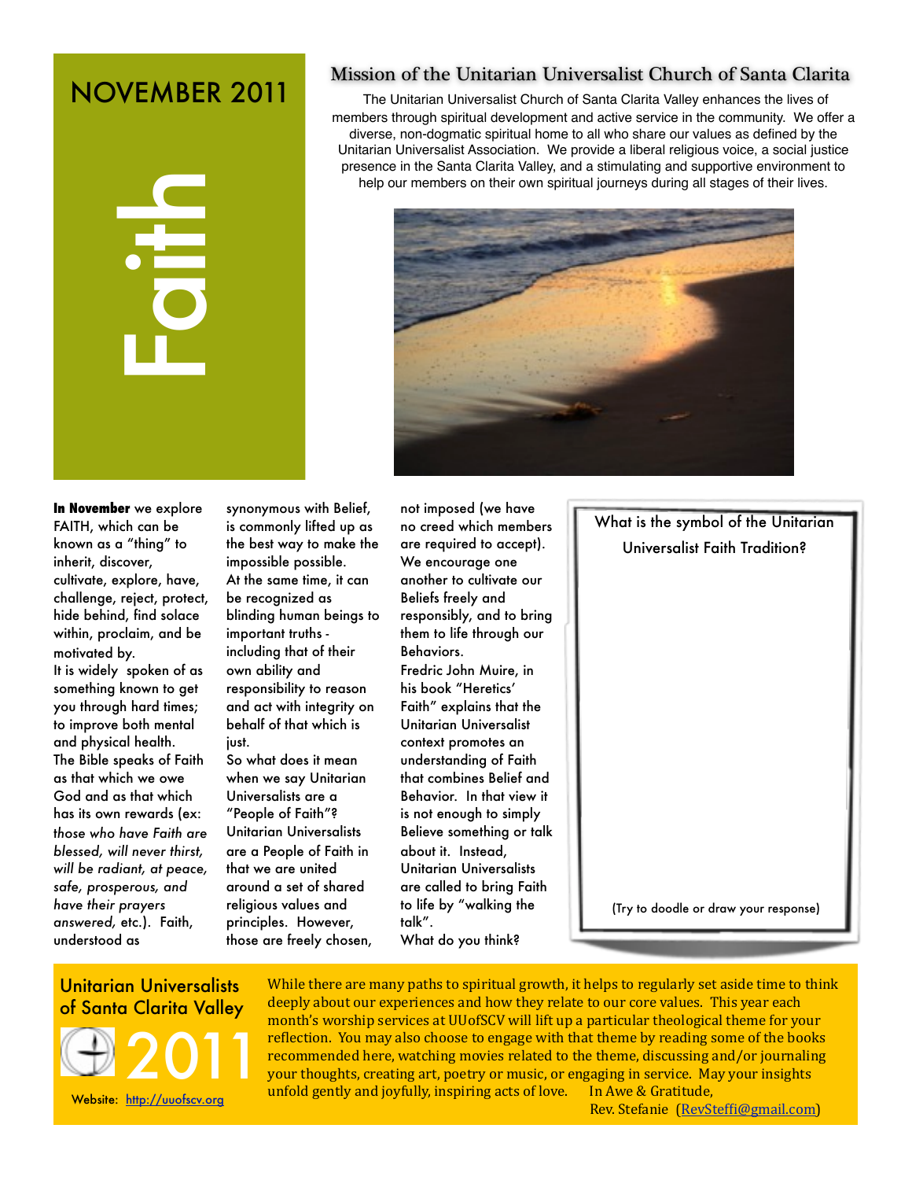# NOVEMBER 2011

# Faith

## Mission of the Unitarian Universalist Church of Santa Clarita

The Unitarian Universalist Church of Santa Clarita Valley enhances the lives of members through spiritual development and active service in the community. We offer a diverse, non-dogmatic spiritual home to all who share our values as defined by the Unitarian Universalist Association. We provide a liberal religious voice, a social justice presence in the Santa Clarita Valley, and a stimulating and supportive environment to help our members on their own spiritual journeys during all stages of their lives.

**In November** we explore FAITH, which can be known as a "thing" to inherit, discover, cultivate, explore, have, challenge, reject, protect, hide behind, find solace within, proclaim, and be motivated by.

It is widely spoken of as something known to get you through hard times; to improve both mental and physical health.

The Bible speaks of Faith as that which we owe God and as that which has its own rewards (ex: *those who have Faith are blessed, will never thirst, will be radiant, at peace, safe, prosperous, and have their prayers answered*, etc.). Faith, understood as synonymous with Belief, is commonly lifted up as the best way to make the impossible possible.

At the same time, it can be recognized as blinding human beings to important truths - including that of their own ability and responsibility to reason and act with integrity on behalf of that which is just.

So what does it mean when we say Unitarian Universalists are a "People of Faith"? Unitarian Universalists are a People of Faith in that we are united around a set of shared religious values and principles. However, those are freely chosen, not imposed (we have no creed which members are required to accept). We encourage one another to cultivate our Beliefs freely and responsibly, and to bring them to life through our Behaviors.

Fredric John Muire, in his book "Heretics' Faith" explains that the Unitarian Universalist context promotes an understanding of Faith that combines Belief and Behavior. In that view it is not enough to simply Believe something or talk about it. Instead, Unitarian Universalists are called to bring Faith to life by "walking the talk".

What do you think?

What is the symbol of the Unitarian Universalist Faith Tradition?

(Try to doodle or draw your response)

Unitarian Universalists of Santa Clarita Valley

2011

Website: http://uuofscv.org

While there are many paths to spiritual growth, it helps to regularly set aside time to think deeply about our experiences and how they relate to our core values. This year each month's worship services at UUofSCV will lift up a particular theological theme for your reflection. You may also choose to engage with that theme by reading some of the books recommended here, watching movies related to the theme, discussing and/or journaling your thoughts, creating art, poetry or music, or engaging in service. May your insights unfold gently and joyfully, inspiring acts of love.

In Awe & Gratitude,
Rev. Stefanie (RevSteffi@gmail.com)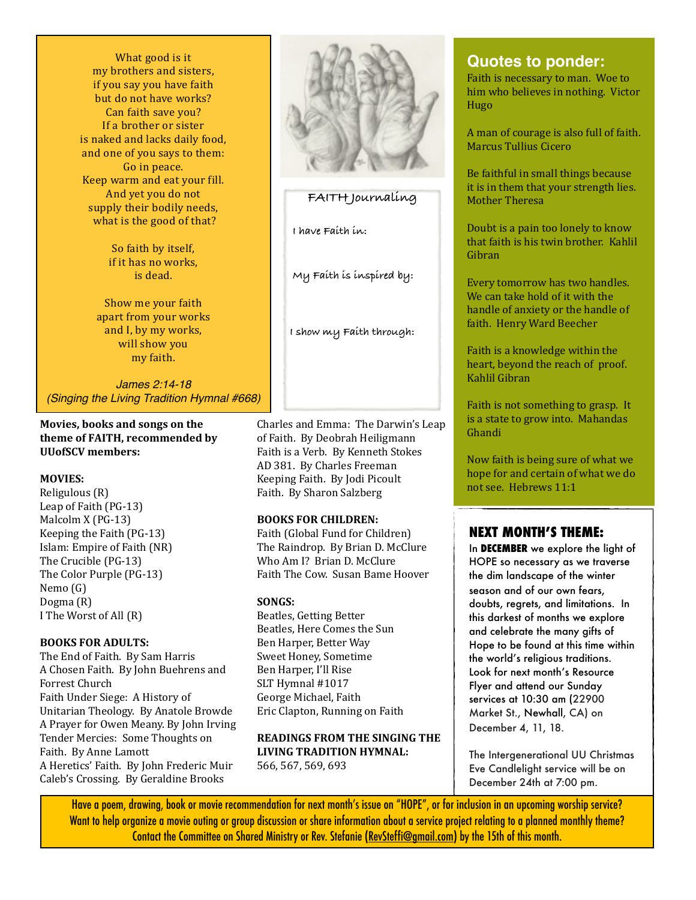What good is it
my brothers and sisters,
if you say you have faith
but do not have works?
Can faith save you?
If a brother or sister
is naked and lacks daily food,
and one of you says to them:
Go in peace.
Keep warm and eat your fill.
And yet you do not
supply their bodily needs,
what is the good of that?

So faith by itself,
if it has no works,
is dead.

Show me your faith
apart from your works
and I, by my works,
will show you
my faith.

*James 2:14-18*
*(Singing the Living Tradition Hymnal #668)*

**FAITH Journaling**

I have Faith in:

My Faith is inspired by:

I show my Faith through:

## Quotes to ponder:

Faith is necessary to man. Woe to him who believes in nothing. Victor Hugo

A man of courage is also full of faith. Marcus Tullius Cicero

Be faithful in small things because it is in them that your strength lies. Mother Theresa

Doubt is a pain too lonely to know that faith is his twin brother. Kahlil Gibran

Every tomorrow has two handles. We can take hold of it with the handle of anxiety or the handle of faith. Henry Ward Beecher

Faith is a knowledge within the heart, beyond the reach of proof. Kahlil Gibran

Faith is not something to grasp. It is a state to grow into. Mahandas Ghandi

Now faith is being sure of what we hope for and certain of what we do not see. Hebrews 11:1

**Movies, books and songs on the theme of FAITH, recommended by UUofSCV members:**

**MOVIES:**
Religulous (R)
Leap of Faith (PG-13)
Malcolm X (PG-13)
Keeping the Faith (PG-13)
Islam: Empire of Faith (NR)
The Crucible (PG-13)
The Color Purple (PG-13)
Nemo (G)
Dogma (R)
I The Worst of All (R)

**BOOKS FOR ADULTS:**
The End of Faith. By Sam Harris
A Chosen Faith. By John Buehrens and Forrest Church
Faith Under Siege: A History of Unitarian Theology. By Anatole Browde
A Prayer for Owen Meany. By John Irving
Tender Mercies: Some Thoughts on Faith. By Anne Lamott
A Heretics' Faith. By John Frederic Muir
Caleb's Crossing. By Geraldine Brooks
Charles and Emma: The Darwin's Leap of Faith. By Deobrah Heiligmann
Faith is a Verb. By Kenneth Stokes
AD 381. By Charles Freeman
Keeping Faith. By Jodi Picoult
Faith. By Sharon Salzberg

**BOOKS FOR CHILDREN:**
Faith (Global Fund for Children)
The Raindrop. By Brian D. McClure
Who Am I? Brian D. McClure
Faith The Cow. Susan Bame Hoover

**SONGS:**
Beatles, Getting Better
Beatles, Here Comes the Sun
Ben Harper, Better Way
Sweet Honey, Sometime
Ben Harper, I'll Rise
SLT Hymnal #1017
George Michael, Faith
Eric Clapton, Running on Faith

**READINGS FROM THE SINGING THE LIVING TRADITION HYMNAL:**
566, 567, 569, 693

## NEXT MONTH'S THEME:

In **DECEMBER** we explore the light of HOPE so necessary as we traverse the dim landscape of the winter season and of our own fears, doubts, regrets, and limitations. In this darkest of months we explore and celebrate the many gifts of Hope to be found at this time within the world's religious traditions. Look for next month's Resource Flyer and attend our Sunday services at 10:30 am (22900 Market St., Newhall, CA) on December 4, 11, 18.

The Intergenerational UU Christmas Eve Candlelight service will be on December 24th at 7:00 pm.

Have a poem, drawing, book or movie recommendation for next month's issue on "HOPE", or for inclusion in an upcoming worship service? Want to help organize a movie outing or group discussion or share information about a service project relating to a planned monthly theme? Contact the Committee on Shared Ministry or Rev. Stefanie (RevSteffi@gmail.com) by the 15th of this month.